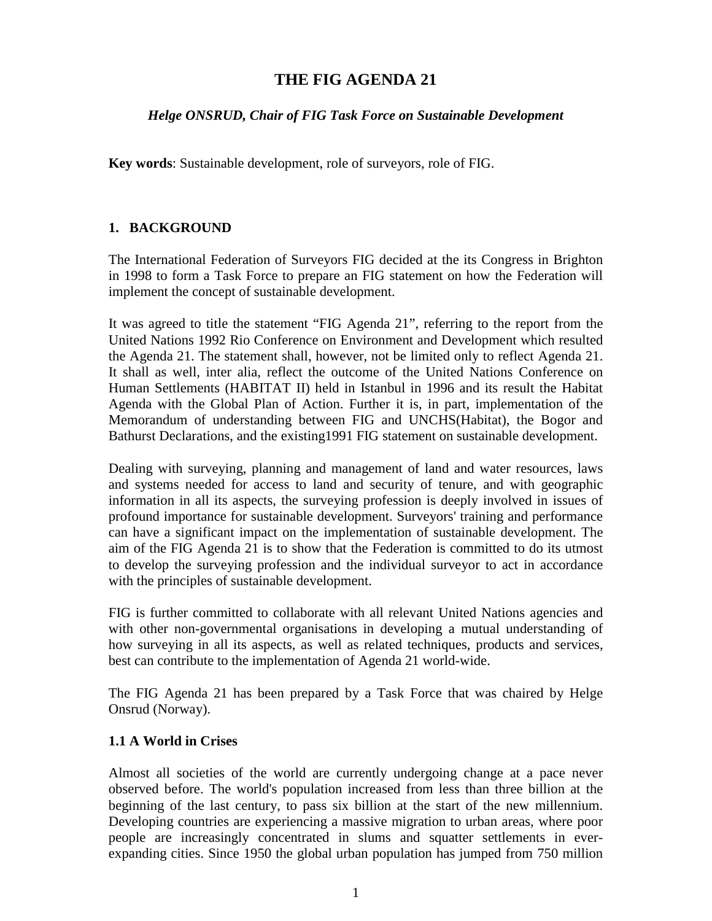# THE FIG AGENDA 21

***Helge ONSRUD, Chair of FIG Task Force on Sustainable Development***

**Key words**: Sustainable development, role of surveyors, role of FIG.

## 1. BACKGROUND

The International Federation of Surveyors FIG decided at the its Congress in Brighton in 1998 to form a Task Force to prepare an FIG statement on how the Federation will implement the concept of sustainable development.

It was agreed to title the statement "FIG Agenda 21", referring to the report from the United Nations 1992 Rio Conference on Environment and Development which resulted the Agenda 21. The statement shall, however, not be limited only to reflect Agenda 21. It shall as well, inter alia, reflect the outcome of the United Nations Conference on Human Settlements (HABITAT II) held in Istanbul in 1996 and its result the Habitat Agenda with the Global Plan of Action. Further it is, in part, implementation of the Memorandum of understanding between FIG and UNCHS(Habitat), the Bogor and Bathurst Declarations, and the existing1991 FIG statement on sustainable development.

Dealing with surveying, planning and management of land and water resources, laws and systems needed for access to land and security of tenure, and with geographic information in all its aspects, the surveying profession is deeply involved in issues of profound importance for sustainable development. Surveyors' training and performance can have a significant impact on the implementation of sustainable development. The aim of the FIG Agenda 21 is to show that the Federation is committed to do its utmost to develop the surveying profession and the individual surveyor to act in accordance with the principles of sustainable development.

FIG is further committed to collaborate with all relevant United Nations agencies and with other non-governmental organisations in developing a mutual understanding of how surveying in all its aspects, as well as related techniques, products and services, best can contribute to the implementation of Agenda 21 world-wide.

The FIG Agenda 21 has been prepared by a Task Force that was chaired by Helge Onsrud (Norway).

### 1.1 A World in Crises

Almost all societies of the world are currently undergoing change at a pace never observed before. The world's population increased from less than three billion at the beginning of the last century, to pass six billion at the start of the new millennium. Developing countries are experiencing a massive migration to urban areas, where poor people are increasingly concentrated in slums and squatter settlements in ever-expanding cities. Since 1950 the global urban population has jumped from 750 million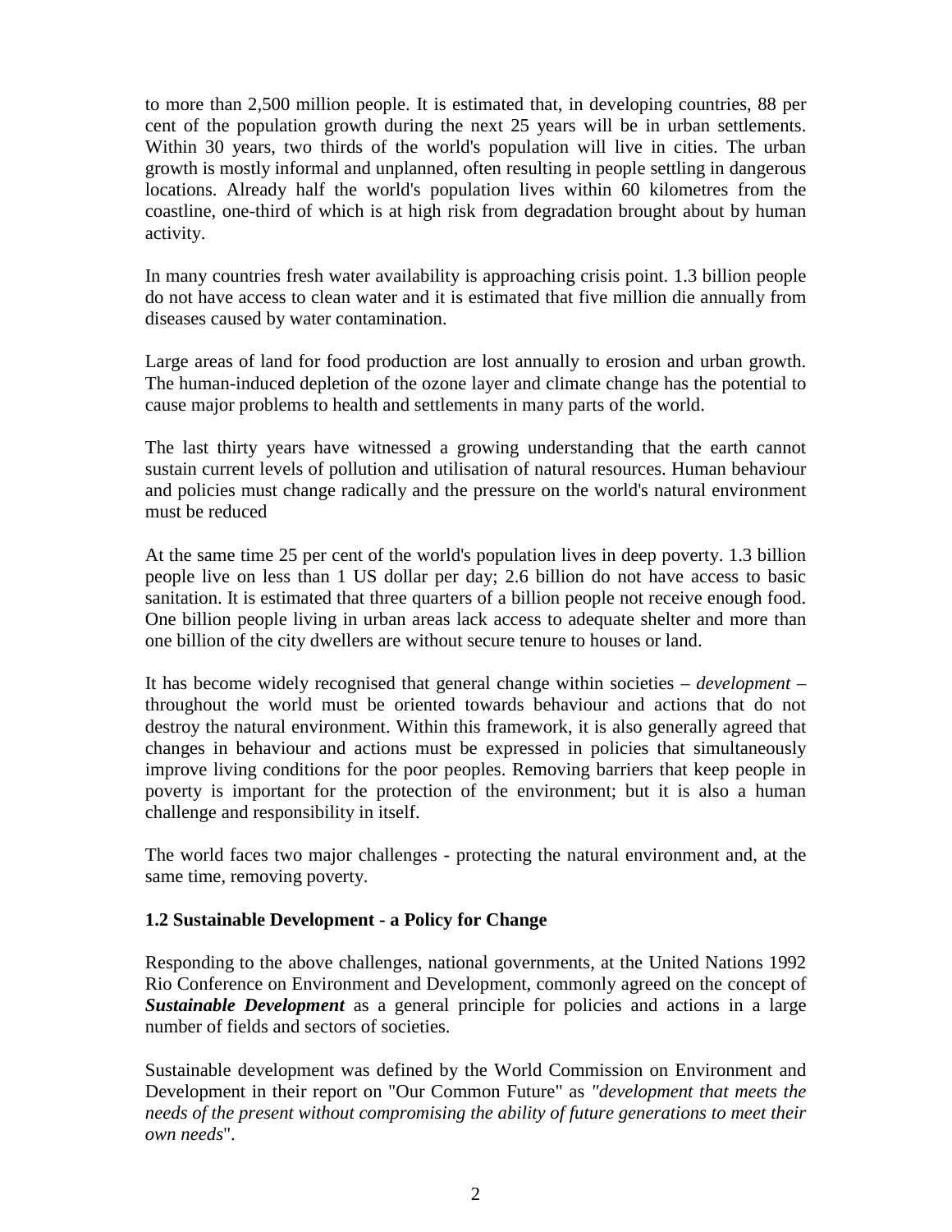to more than 2,500 million people. It is estimated that, in developing countries, 88 per cent of the population growth during the next 25 years will be in urban settlements. Within 30 years, two thirds of the world's population will live in cities. The urban growth is mostly informal and unplanned, often resulting in people settling in dangerous locations. Already half the world's population lives within 60 kilometres from the coastline, one-third of which is at high risk from degradation brought about by human activity.

In many countries fresh water availability is approaching crisis point. 1.3 billion people do not have access to clean water and it is estimated that five million die annually from diseases caused by water contamination.

Large areas of land for food production are lost annually to erosion and urban growth. The human-induced depletion of the ozone layer and climate change has the potential to cause major problems to health and settlements in many parts of the world.

The last thirty years have witnessed a growing understanding that the earth cannot sustain current levels of pollution and utilisation of natural resources. Human behaviour and policies must change radically and the pressure on the world's natural environment must be reduced

At the same time 25 per cent of the world's population lives in deep poverty. 1.3 billion people live on less than 1 US dollar per day; 2.6 billion do not have access to basic sanitation. It is estimated that three quarters of a billion people not receive enough food. One billion people living in urban areas lack access to adequate shelter and more than one billion of the city dwellers are without secure tenure to houses or land.

It has become widely recognised that general change within societies – *development* – throughout the world must be oriented towards behaviour and actions that do not destroy the natural environment. Within this framework, it is also generally agreed that changes in behaviour and actions must be expressed in policies that simultaneously improve living conditions for the poor peoples. Removing barriers that keep people in poverty is important for the protection of the environment; but it is also a human challenge and responsibility in itself.

The world faces two major challenges - protecting the natural environment and, at the same time, removing poverty.

### 1.2 Sustainable Development - a Policy for Change

Responding to the above challenges, national governments, at the United Nations 1992 Rio Conference on Environment and Development, commonly agreed on the concept of ***Sustainable Development*** as a general principle for policies and actions in a large number of fields and sectors of societies.

Sustainable development was defined by the World Commission on Environment and Development in their report on "Our Common Future" as *"development that meets the needs of the present without compromising the ability of future generations to meet their own needs*".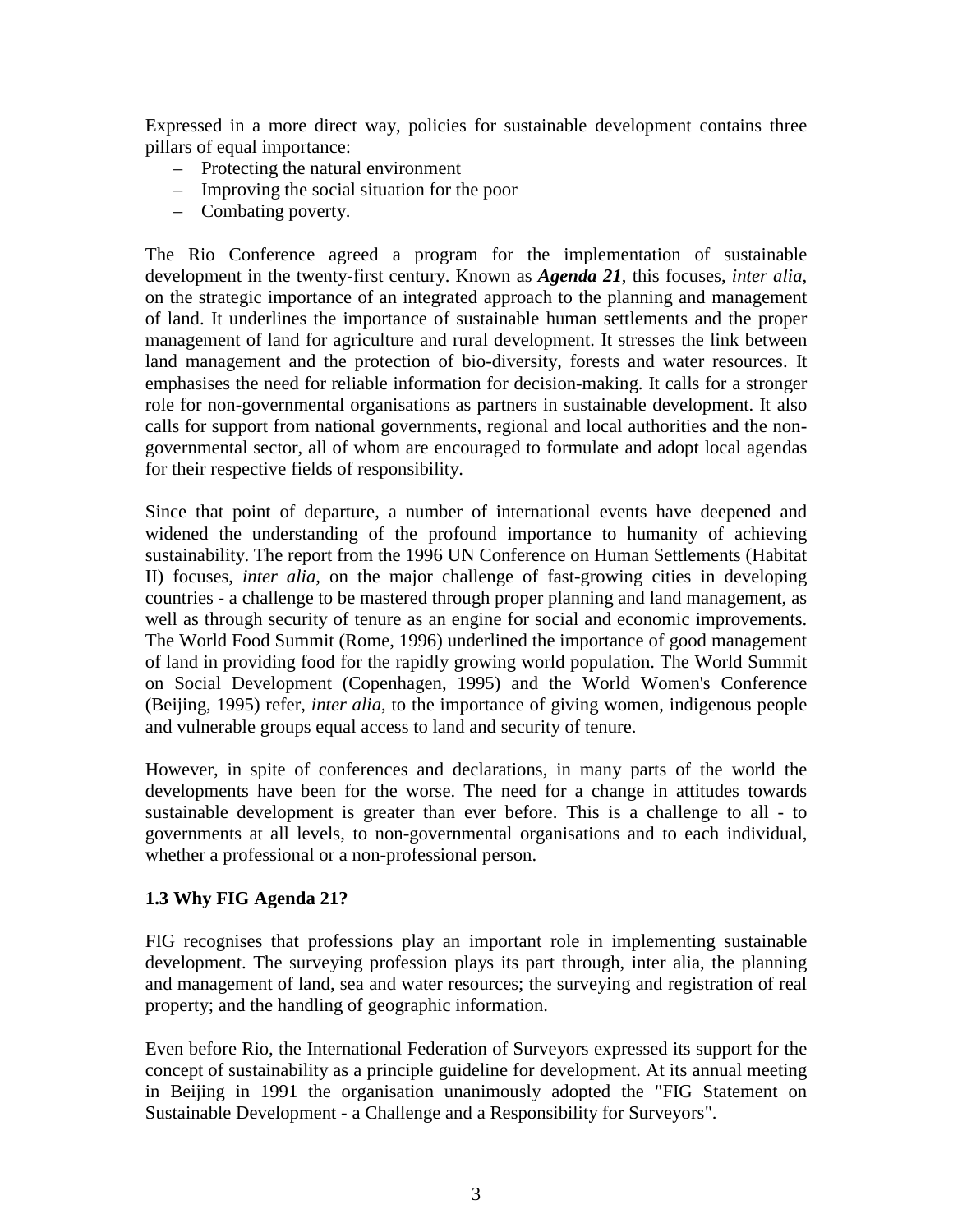Expressed in a more direct way, policies for sustainable development contains three pillars of equal importance:

- Protecting the natural environment
- Improving the social situation for the poor
- Combating poverty.

The Rio Conference agreed a program for the implementation of sustainable development in the twenty-first century. Known as ***Agenda 21***, this focuses, *inter alia*, on the strategic importance of an integrated approach to the planning and management of land. It underlines the importance of sustainable human settlements and the proper management of land for agriculture and rural development. It stresses the link between land management and the protection of bio-diversity, forests and water resources. It emphasises the need for reliable information for decision-making. It calls for a stronger role for non-governmental organisations as partners in sustainable development. It also calls for support from national governments, regional and local authorities and the non-governmental sector, all of whom are encouraged to formulate and adopt local agendas for their respective fields of responsibility.

Since that point of departure, a number of international events have deepened and widened the understanding of the profound importance to humanity of achieving sustainability. The report from the 1996 UN Conference on Human Settlements (Habitat II) focuses, *inter alia,* on the major challenge of fast-growing cities in developing countries - a challenge to be mastered through proper planning and land management, as well as through security of tenure as an engine for social and economic improvements. The World Food Summit (Rome, 1996) underlined the importance of good management of land in providing food for the rapidly growing world population. The World Summit on Social Development (Copenhagen, 1995) and the World Women's Conference (Beijing, 1995) refer, *inter alia*, to the importance of giving women, indigenous people and vulnerable groups equal access to land and security of tenure.

However, in spite of conferences and declarations, in many parts of the world the developments have been for the worse. The need for a change in attitudes towards sustainable development is greater than ever before. This is a challenge to all - to governments at all levels, to non-governmental organisations and to each individual, whether a professional or a non-professional person.

### 1.3 Why FIG Agenda 21?

FIG recognises that professions play an important role in implementing sustainable development. The surveying profession plays its part through, inter alia, the planning and management of land, sea and water resources; the surveying and registration of real property; and the handling of geographic information.

Even before Rio, the International Federation of Surveyors expressed its support for the concept of sustainability as a principle guideline for development. At its annual meeting in Beijing in 1991 the organisation unanimously adopted the "FIG Statement on Sustainable Development - a Challenge and a Responsibility for Surveyors".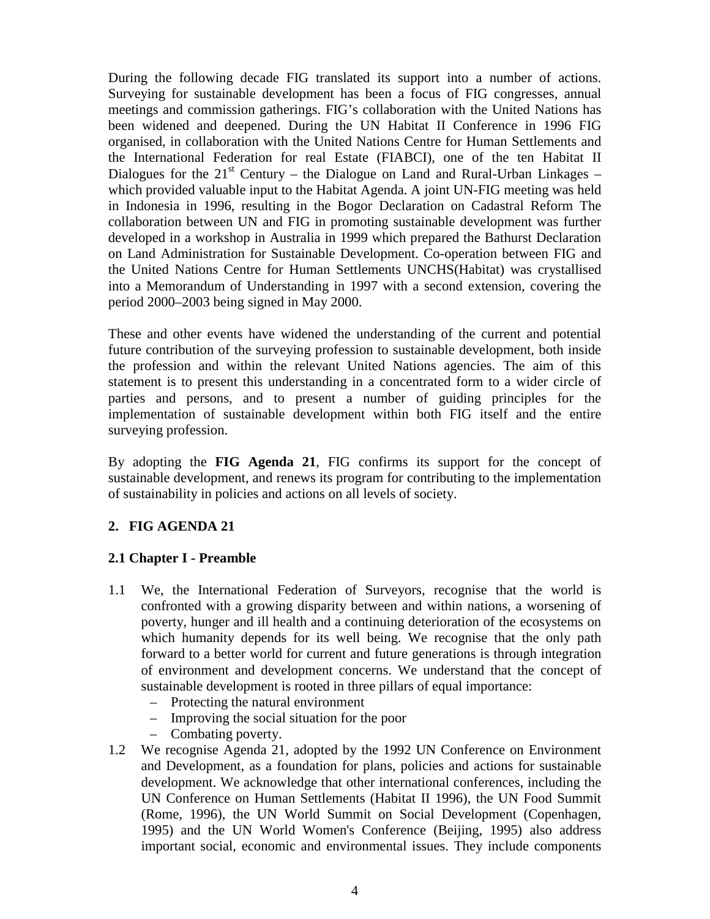During the following decade FIG translated its support into a number of actions. Surveying for sustainable development has been a focus of FIG congresses, annual meetings and commission gatherings. FIG's collaboration with the United Nations has been widened and deepened. During the UN Habitat II Conference in 1996 FIG organised, in collaboration with the United Nations Centre for Human Settlements and the International Federation for real Estate (FIABCI), one of the ten Habitat II Dialogues for the 21st Century – the Dialogue on Land and Rural-Urban Linkages – which provided valuable input to the Habitat Agenda. A joint UN-FIG meeting was held in Indonesia in 1996, resulting in the Bogor Declaration on Cadastral Reform The collaboration between UN and FIG in promoting sustainable development was further developed in a workshop in Australia in 1999 which prepared the Bathurst Declaration on Land Administration for Sustainable Development. Co-operation between FIG and the United Nations Centre for Human Settlements UNCHS(Habitat) was crystallised into a Memorandum of Understanding in 1997 with a second extension, covering the period 2000–2003 being signed in May 2000.

These and other events have widened the understanding of the current and potential future contribution of the surveying profession to sustainable development, both inside the profession and within the relevant United Nations agencies. The aim of this statement is to present this understanding in a concentrated form to a wider circle of parties and persons, and to present a number of guiding principles for the implementation of sustainable development within both FIG itself and the entire surveying profession.

By adopting the **FIG Agenda 21**, FIG confirms its support for the concept of sustainable development, and renews its program for contributing to the implementation of sustainability in policies and actions on all levels of society.

## 2. FIG AGENDA 21

### 2.1 Chapter I - Preamble

1.1 We, the International Federation of Surveyors, recognise that the world is confronted with a growing disparity between and within nations, a worsening of poverty, hunger and ill health and a continuing deterioration of the ecosystems on which humanity depends for its well being. We recognise that the only path forward to a better world for current and future generations is through integration of environment and development concerns. We understand that the concept of sustainable development is rooted in three pillars of equal importance:
   - Protecting the natural environment
   - Improving the social situation for the poor
   - Combating poverty.

1.2 We recognise Agenda 21, adopted by the 1992 UN Conference on Environment and Development, as a foundation for plans, policies and actions for sustainable development. We acknowledge that other international conferences, including the UN Conference on Human Settlements (Habitat II 1996), the UN Food Summit (Rome, 1996), the UN World Summit on Social Development (Copenhagen, 1995) and the UN World Women's Conference (Beijing, 1995) also address important social, economic and environmental issues. They include components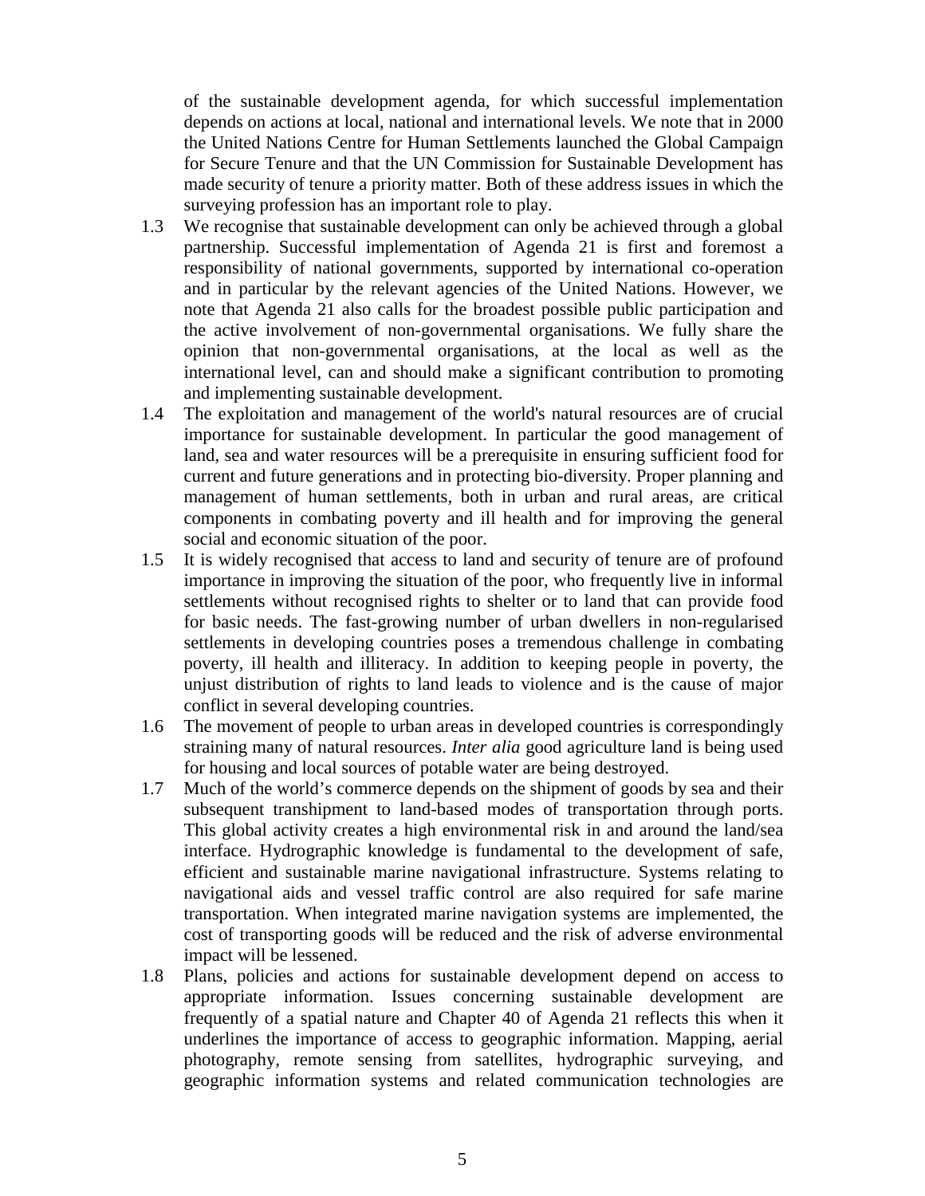of the sustainable development agenda, for which successful implementation depends on actions at local, national and international levels. We note that in 2000 the United Nations Centre for Human Settlements launched the Global Campaign for Secure Tenure and that the UN Commission for Sustainable Development has made security of tenure a priority matter. Both of these address issues in which the surveying profession has an important role to play.

1.3 We recognise that sustainable development can only be achieved through a global partnership. Successful implementation of Agenda 21 is first and foremost a responsibility of national governments, supported by international co-operation and in particular by the relevant agencies of the United Nations. However, we note that Agenda 21 also calls for the broadest possible public participation and the active involvement of non-governmental organisations. We fully share the opinion that non-governmental organisations, at the local as well as the international level, can and should make a significant contribution to promoting and implementing sustainable development.

1.4 The exploitation and management of the world's natural resources are of crucial importance for sustainable development. In particular the good management of land, sea and water resources will be a prerequisite in ensuring sufficient food for current and future generations and in protecting bio-diversity. Proper planning and management of human settlements, both in urban and rural areas, are critical components in combating poverty and ill health and for improving the general social and economic situation of the poor.

1.5 It is widely recognised that access to land and security of tenure are of profound importance in improving the situation of the poor, who frequently live in informal settlements without recognised rights to shelter or to land that can provide food for basic needs. The fast-growing number of urban dwellers in non-regularised settlements in developing countries poses a tremendous challenge in combating poverty, ill health and illiteracy. In addition to keeping people in poverty, the unjust distribution of rights to land leads to violence and is the cause of major conflict in several developing countries.

1.6 The movement of people to urban areas in developed countries is correspondingly straining many of natural resources. *Inter alia* good agriculture land is being used for housing and local sources of potable water are being destroyed.

1.7 Much of the world's commerce depends on the shipment of goods by sea and their subsequent transhipment to land-based modes of transportation through ports. This global activity creates a high environmental risk in and around the land/sea interface. Hydrographic knowledge is fundamental to the development of safe, efficient and sustainable marine navigational infrastructure. Systems relating to navigational aids and vessel traffic control are also required for safe marine transportation. When integrated marine navigation systems are implemented, the cost of transporting goods will be reduced and the risk of adverse environmental impact will be lessened.

1.8 Plans, policies and actions for sustainable development depend on access to appropriate information. Issues concerning sustainable development are frequently of a spatial nature and Chapter 40 of Agenda 21 reflects this when it underlines the importance of access to geographic information. Mapping, aerial photography, remote sensing from satellites, hydrographic surveying, and geographic information systems and related communication technologies are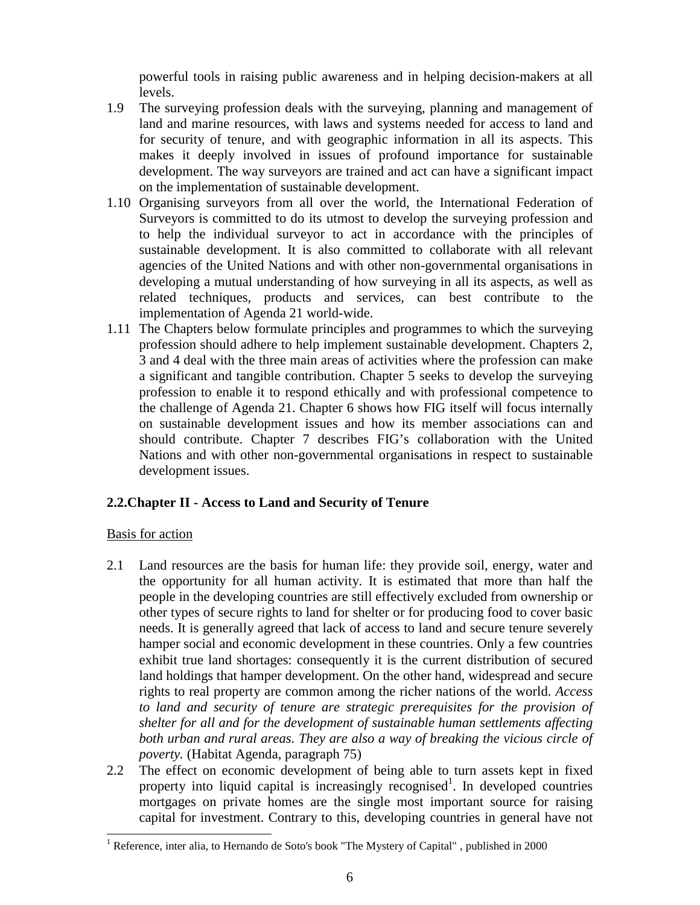powerful tools in raising public awareness and in helping decision-makers at all levels.

1.9 The surveying profession deals with the surveying, planning and management of land and marine resources, with laws and systems needed for access to land and for security of tenure, and with geographic information in all its aspects. This makes it deeply involved in issues of profound importance for sustainable development. The way surveyors are trained and act can have a significant impact on the implementation of sustainable development.

1.10 Organising surveyors from all over the world, the International Federation of Surveyors is committed to do its utmost to develop the surveying profession and to help the individual surveyor to act in accordance with the principles of sustainable development. It is also committed to collaborate with all relevant agencies of the United Nations and with other non-governmental organisations in developing a mutual understanding of how surveying in all its aspects, as well as related techniques, products and services, can best contribute to the implementation of Agenda 21 world-wide.

1.11 The Chapters below formulate principles and programmes to which the surveying profession should adhere to help implement sustainable development. Chapters 2, 3 and 4 deal with the three main areas of activities where the profession can make a significant and tangible contribution. Chapter 5 seeks to develop the surveying profession to enable it to respond ethically and with professional competence to the challenge of Agenda 21. Chapter 6 shows how FIG itself will focus internally on sustainable development issues and how its member associations can and should contribute. Chapter 7 describes FIG's collaboration with the United Nations and with other non-governmental organisations in respect to sustainable development issues.

## 2.2.Chapter II - Access to Land and Security of Tenure

Basis for action

2.1 Land resources are the basis for human life: they provide soil, energy, water and the opportunity for all human activity. It is estimated that more than half the people in the developing countries are still effectively excluded from ownership or other types of secure rights to land for shelter or for producing food to cover basic needs. It is generally agreed that lack of access to land and secure tenure severely hamper social and economic development in these countries. Only a few countries exhibit true land shortages: consequently it is the current distribution of secured land holdings that hamper development. On the other hand, widespread and secure rights to real property are common among the richer nations of the world. *Access to land and security of tenure are strategic prerequisites for the provision of shelter for all and for the development of sustainable human settlements affecting both urban and rural areas. They are also a way of breaking the vicious circle of poverty.* (Habitat Agenda, paragraph 75)

2.2 The effect on economic development of being able to turn assets kept in fixed property into liquid capital is increasingly recognised[1]. In developed countries mortgages on private homes are the single most important source for raising capital for investment. Contrary to this, developing countries in general have not

[1] Reference, inter alia, to Hernando de Soto's book "The Mystery of Capital" , published in 2000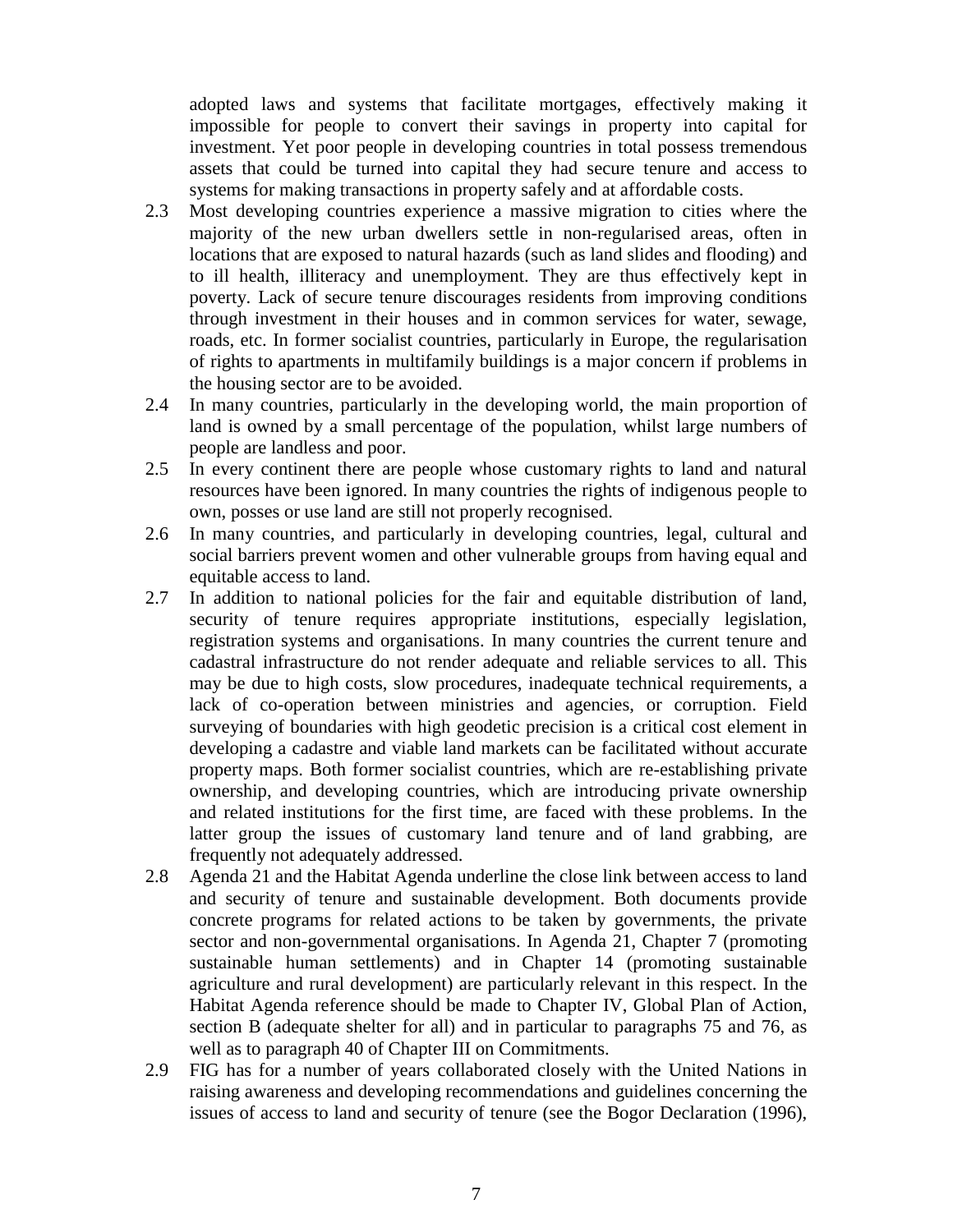adopted laws and systems that facilitate mortgages, effectively making it impossible for people to convert their savings in property into capital for investment. Yet poor people in developing countries in total possess tremendous assets that could be turned into capital they had secure tenure and access to systems for making transactions in property safely and at affordable costs.

2.3 Most developing countries experience a massive migration to cities where the majority of the new urban dwellers settle in non-regularised areas, often in locations that are exposed to natural hazards (such as land slides and flooding) and to ill health, illiteracy and unemployment. They are thus effectively kept in poverty. Lack of secure tenure discourages residents from improving conditions through investment in their houses and in common services for water, sewage, roads, etc. In former socialist countries, particularly in Europe, the regularisation of rights to apartments in multifamily buildings is a major concern if problems in the housing sector are to be avoided.

2.4 In many countries, particularly in the developing world, the main proportion of land is owned by a small percentage of the population, whilst large numbers of people are landless and poor.

2.5 In every continent there are people whose customary rights to land and natural resources have been ignored. In many countries the rights of indigenous people to own, posses or use land are still not properly recognised.

2.6 In many countries, and particularly in developing countries, legal, cultural and social barriers prevent women and other vulnerable groups from having equal and equitable access to land.

2.7 In addition to national policies for the fair and equitable distribution of land, security of tenure requires appropriate institutions, especially legislation, registration systems and organisations. In many countries the current tenure and cadastral infrastructure do not render adequate and reliable services to all. This may be due to high costs, slow procedures, inadequate technical requirements, a lack of co-operation between ministries and agencies, or corruption. Field surveying of boundaries with high geodetic precision is a critical cost element in developing a cadastre and viable land markets can be facilitated without accurate property maps. Both former socialist countries, which are re-establishing private ownership, and developing countries, which are introducing private ownership and related institutions for the first time, are faced with these problems. In the latter group the issues of customary land tenure and of land grabbing, are frequently not adequately addressed.

2.8 Agenda 21 and the Habitat Agenda underline the close link between access to land and security of tenure and sustainable development. Both documents provide concrete programs for related actions to be taken by governments, the private sector and non-governmental organisations. In Agenda 21, Chapter 7 (promoting sustainable human settlements) and in Chapter 14 (promoting sustainable agriculture and rural development) are particularly relevant in this respect. In the Habitat Agenda reference should be made to Chapter IV, Global Plan of Action, section B (adequate shelter for all) and in particular to paragraphs 75 and 76, as well as to paragraph 40 of Chapter III on Commitments.

2.9 FIG has for a number of years collaborated closely with the United Nations in raising awareness and developing recommendations and guidelines concerning the issues of access to land and security of tenure (see the Bogor Declaration (1996),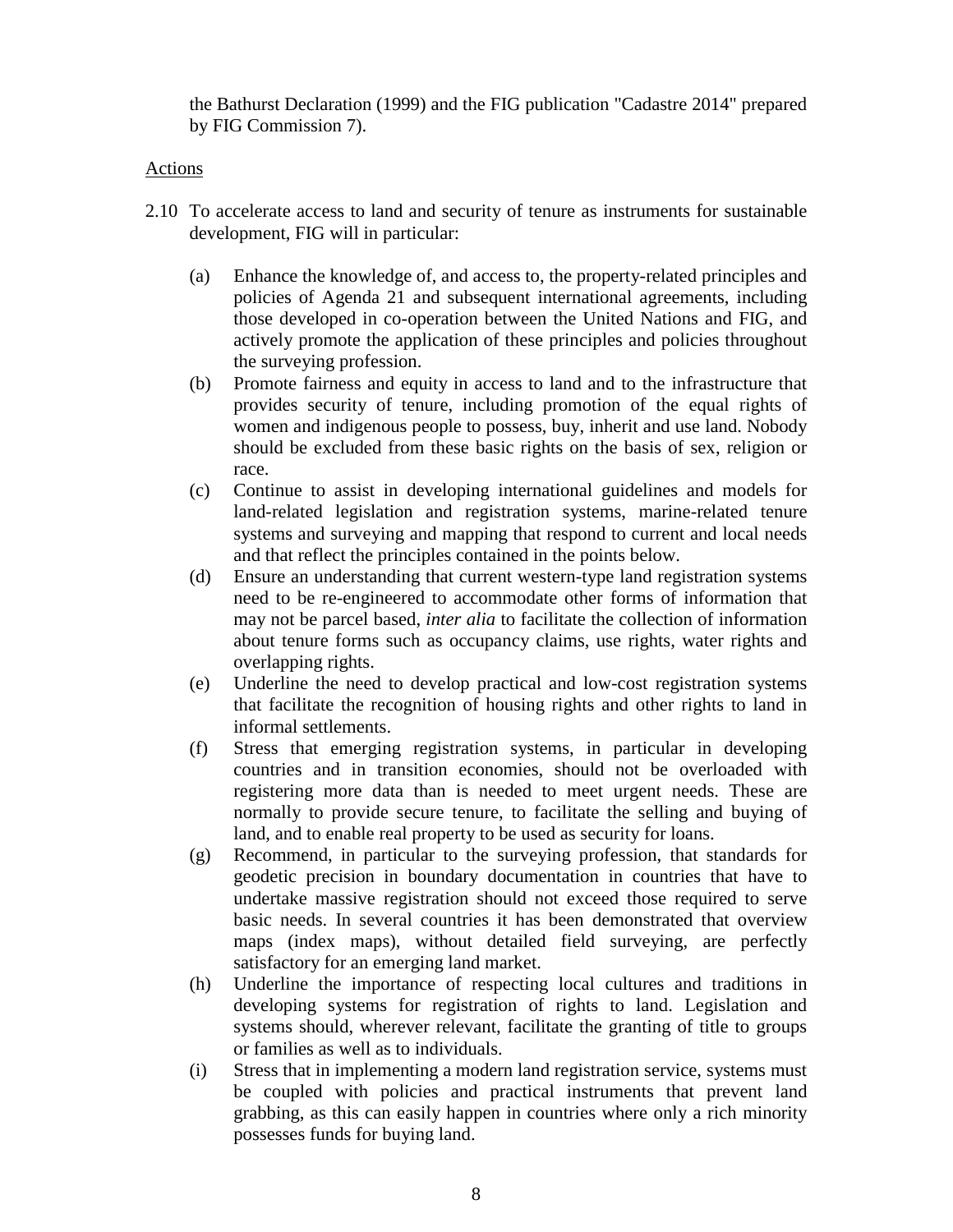the Bathurst Declaration (1999) and the FIG publication "Cadastre 2014" prepared by FIG Commission 7).

Actions

2.10 To accelerate access to land and security of tenure as instruments for sustainable development, FIG will in particular:

(a) Enhance the knowledge of, and access to, the property-related principles and policies of Agenda 21 and subsequent international agreements, including those developed in co-operation between the United Nations and FIG, and actively promote the application of these principles and policies throughout the surveying profession.

(b) Promote fairness and equity in access to land and to the infrastructure that provides security of tenure, including promotion of the equal rights of women and indigenous people to possess, buy, inherit and use land. Nobody should be excluded from these basic rights on the basis of sex, religion or race.

(c) Continue to assist in developing international guidelines and models for land-related legislation and registration systems, marine-related tenure systems and surveying and mapping that respond to current and local needs and that reflect the principles contained in the points below.

(d) Ensure an understanding that current western-type land registration systems need to be re-engineered to accommodate other forms of information that may not be parcel based, *inter alia* to facilitate the collection of information about tenure forms such as occupancy claims, use rights, water rights and overlapping rights.

(e) Underline the need to develop practical and low-cost registration systems that facilitate the recognition of housing rights and other rights to land in informal settlements.

(f) Stress that emerging registration systems, in particular in developing countries and in transition economies, should not be overloaded with registering more data than is needed to meet urgent needs. These are normally to provide secure tenure, to facilitate the selling and buying of land, and to enable real property to be used as security for loans.

(g) Recommend, in particular to the surveying profession, that standards for geodetic precision in boundary documentation in countries that have to undertake massive registration should not exceed those required to serve basic needs. In several countries it has been demonstrated that overview maps (index maps), without detailed field surveying, are perfectly satisfactory for an emerging land market.

(h) Underline the importance of respecting local cultures and traditions in developing systems for registration of rights to land. Legislation and systems should, wherever relevant, facilitate the granting of title to groups or families as well as to individuals.

(i) Stress that in implementing a modern land registration service, systems must be coupled with policies and practical instruments that prevent land grabbing, as this can easily happen in countries where only a rich minority possesses funds for buying land.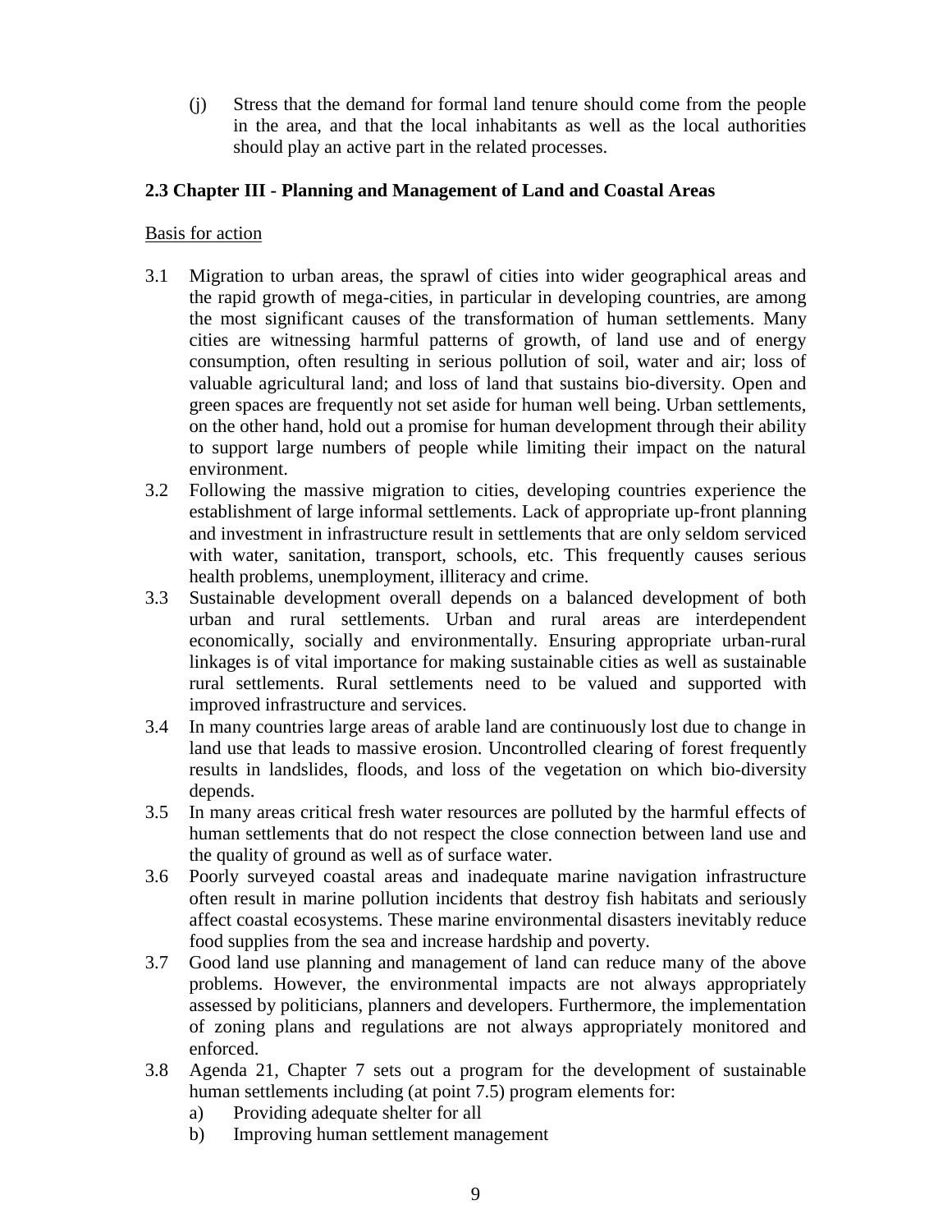(j) Stress that the demand for formal land tenure should come from the people in the area, and that the local inhabitants as well as the local authorities should play an active part in the related processes.

### 2.3 Chapter III - Planning and Management of Land and Coastal Areas

Basis for action

3.1 Migration to urban areas, the sprawl of cities into wider geographical areas and the rapid growth of mega-cities, in particular in developing countries, are among the most significant causes of the transformation of human settlements. Many cities are witnessing harmful patterns of growth, of land use and of energy consumption, often resulting in serious pollution of soil, water and air; loss of valuable agricultural land; and loss of land that sustains bio-diversity. Open and green spaces are frequently not set aside for human well being. Urban settlements, on the other hand, hold out a promise for human development through their ability to support large numbers of people while limiting their impact on the natural environment.

3.2 Following the massive migration to cities, developing countries experience the establishment of large informal settlements. Lack of appropriate up-front planning and investment in infrastructure result in settlements that are only seldom serviced with water, sanitation, transport, schools, etc. This frequently causes serious health problems, unemployment, illiteracy and crime.

3.3 Sustainable development overall depends on a balanced development of both urban and rural settlements. Urban and rural areas are interdependent economically, socially and environmentally. Ensuring appropriate urban-rural linkages is of vital importance for making sustainable cities as well as sustainable rural settlements. Rural settlements need to be valued and supported with improved infrastructure and services.

3.4 In many countries large areas of arable land are continuously lost due to change in land use that leads to massive erosion. Uncontrolled clearing of forest frequently results in landslides, floods, and loss of the vegetation on which bio-diversity depends.

3.5 In many areas critical fresh water resources are polluted by the harmful effects of human settlements that do not respect the close connection between land use and the quality of ground as well as of surface water.

3.6 Poorly surveyed coastal areas and inadequate marine navigation infrastructure often result in marine pollution incidents that destroy fish habitats and seriously affect coastal ecosystems. These marine environmental disasters inevitably reduce food supplies from the sea and increase hardship and poverty.

3.7 Good land use planning and management of land can reduce many of the above problems. However, the environmental impacts are not always appropriately assessed by politicians, planners and developers. Furthermore, the implementation of zoning plans and regulations are not always appropriately monitored and enforced.

3.8 Agenda 21, Chapter 7 sets out a program for the development of sustainable human settlements including (at point 7.5) program elements for:

   a) Providing adequate shelter for all
   b) Improving human settlement management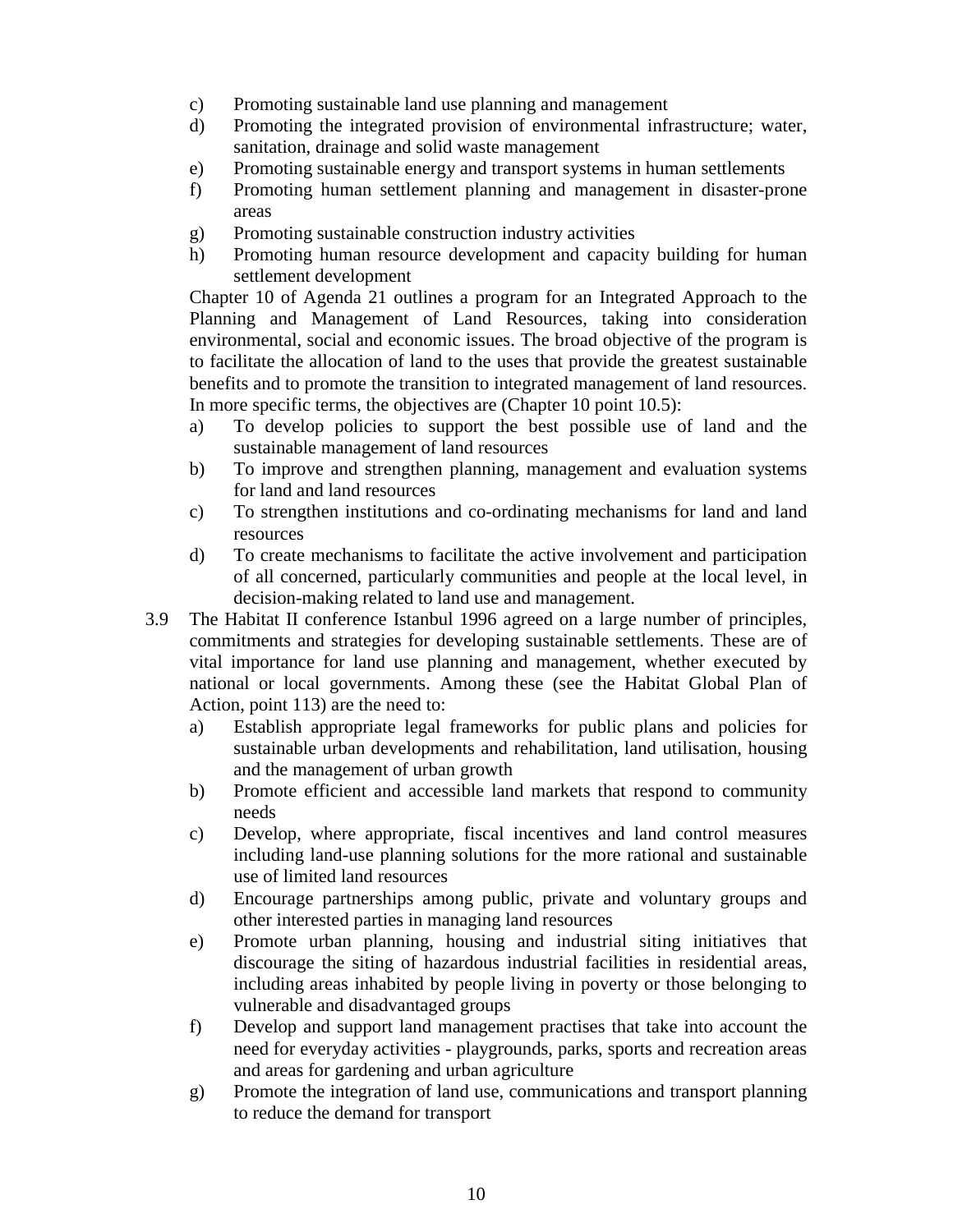c) Promoting sustainable land use planning and management
d) Promoting the integrated provision of environmental infrastructure; water, sanitation, drainage and solid waste management
e) Promoting sustainable energy and transport systems in human settlements
f) Promoting human settlement planning and management in disaster-prone areas
g) Promoting sustainable construction industry activities
h) Promoting human resource development and capacity building for human settlement development

Chapter 10 of Agenda 21 outlines a program for an Integrated Approach to the Planning and Management of Land Resources, taking into consideration environmental, social and economic issues. The broad objective of the program is to facilitate the allocation of land to the uses that provide the greatest sustainable benefits and to promote the transition to integrated management of land resources. In more specific terms, the objectives are (Chapter 10 point 10.5):

a) To develop policies to support the best possible use of land and the sustainable management of land resources
b) To improve and strengthen planning, management and evaluation systems for land and land resources
c) To strengthen institutions and co-ordinating mechanisms for land and land resources
d) To create mechanisms to facilitate the active involvement and participation of all concerned, particularly communities and people at the local level, in decision-making related to land use and management.

3.9 The Habitat II conference Istanbul 1996 agreed on a large number of principles, commitments and strategies for developing sustainable settlements. These are of vital importance for land use planning and management, whether executed by national or local governments. Among these (see the Habitat Global Plan of Action, point 113) are the need to:

a) Establish appropriate legal frameworks for public plans and policies for sustainable urban developments and rehabilitation, land utilisation, housing and the management of urban growth
b) Promote efficient and accessible land markets that respond to community needs
c) Develop, where appropriate, fiscal incentives and land control measures including land-use planning solutions for the more rational and sustainable use of limited land resources
d) Encourage partnerships among public, private and voluntary groups and other interested parties in managing land resources
e) Promote urban planning, housing and industrial siting initiatives that discourage the siting of hazardous industrial facilities in residential areas, including areas inhabited by people living in poverty or those belonging to vulnerable and disadvantaged groups
f) Develop and support land management practises that take into account the need for everyday activities - playgrounds, parks, sports and recreation areas and areas for gardening and urban agriculture
g) Promote the integration of land use, communications and transport planning to reduce the demand for transport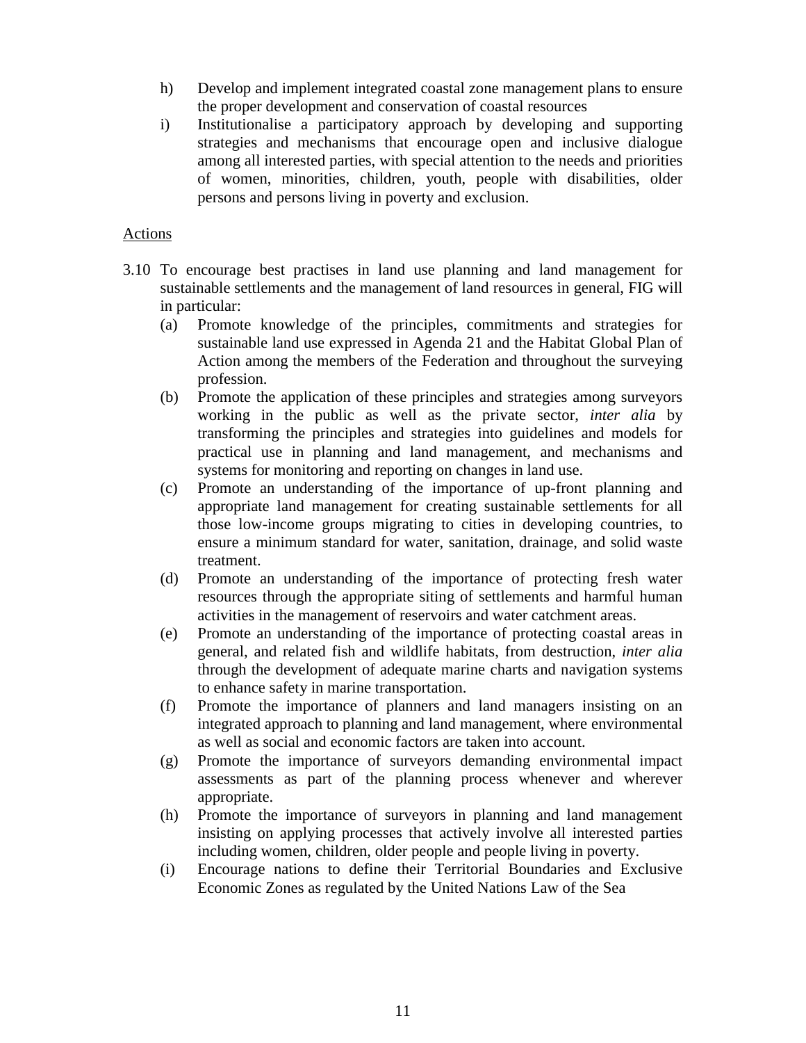h) Develop and implement integrated coastal zone management plans to ensure the proper development and conservation of coastal resources

i) Institutionalise a participatory approach by developing and supporting strategies and mechanisms that encourage open and inclusive dialogue among all interested parties, with special attention to the needs and priorities of women, minorities, children, youth, people with disabilities, older persons and persons living in poverty and exclusion.

<u>Actions</u>

3.10 To encourage best practises in land use planning and land management for sustainable settlements and the management of land resources in general, FIG will in particular:

(a) Promote knowledge of the principles, commitments and strategies for sustainable land use expressed in Agenda 21 and the Habitat Global Plan of Action among the members of the Federation and throughout the surveying profession.

(b) Promote the application of these principles and strategies among surveyors working in the public as well as the private sector, *inter alia* by transforming the principles and strategies into guidelines and models for practical use in planning and land management, and mechanisms and systems for monitoring and reporting on changes in land use.

(c) Promote an understanding of the importance of up-front planning and appropriate land management for creating sustainable settlements for all those low-income groups migrating to cities in developing countries, to ensure a minimum standard for water, sanitation, drainage, and solid waste treatment.

(d) Promote an understanding of the importance of protecting fresh water resources through the appropriate siting of settlements and harmful human activities in the management of reservoirs and water catchment areas.

(e) Promote an understanding of the importance of protecting coastal areas in general, and related fish and wildlife habitats, from destruction, *inter alia* through the development of adequate marine charts and navigation systems to enhance safety in marine transportation.

(f) Promote the importance of planners and land managers insisting on an integrated approach to planning and land management, where environmental as well as social and economic factors are taken into account.

(g) Promote the importance of surveyors demanding environmental impact assessments as part of the planning process whenever and wherever appropriate.

(h) Promote the importance of surveyors in planning and land management insisting on applying processes that actively involve all interested parties including women, children, older people and people living in poverty.

(i) Encourage nations to define their Territorial Boundaries and Exclusive Economic Zones as regulated by the United Nations Law of the Sea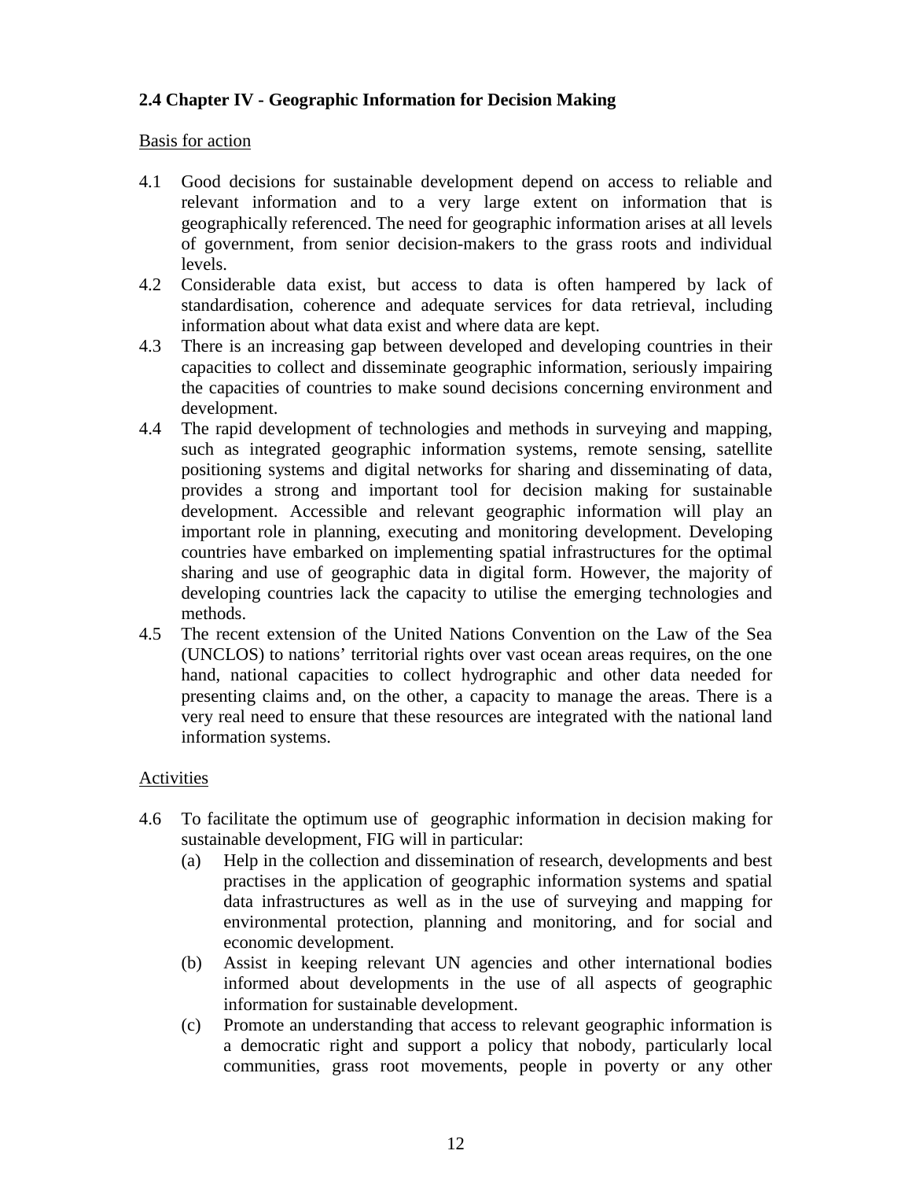### 2.4 Chapter IV - Geographic Information for Decision Making

Basis for action

4.1 Good decisions for sustainable development depend on access to reliable and relevant information and to a very large extent on information that is geographically referenced. The need for geographic information arises at all levels of government, from senior decision-makers to the grass roots and individual levels.

4.2 Considerable data exist, but access to data is often hampered by lack of standardisation, coherence and adequate services for data retrieval, including information about what data exist and where data are kept.

4.3 There is an increasing gap between developed and developing countries in their capacities to collect and disseminate geographic information, seriously impairing the capacities of countries to make sound decisions concerning environment and development.

4.4 The rapid development of technologies and methods in surveying and mapping, such as integrated geographic information systems, remote sensing, satellite positioning systems and digital networks for sharing and disseminating of data, provides a strong and important tool for decision making for sustainable development. Accessible and relevant geographic information will play an important role in planning, executing and monitoring development. Developing countries have embarked on implementing spatial infrastructures for the optimal sharing and use of geographic data in digital form. However, the majority of developing countries lack the capacity to utilise the emerging technologies and methods.

4.5 The recent extension of the United Nations Convention on the Law of the Sea (UNCLOS) to nations' territorial rights over vast ocean areas requires, on the one hand, national capacities to collect hydrographic and other data needed for presenting claims and, on the other, a capacity to manage the areas. There is a very real need to ensure that these resources are integrated with the national land information systems.

Activities

4.6 To facilitate the optimum use of geographic information in decision making for sustainable development, FIG will in particular:

   (a) Help in the collection and dissemination of research, developments and best practises in the application of geographic information systems and spatial data infrastructures as well as in the use of surveying and mapping for environmental protection, planning and monitoring, and for social and economic development.

   (b) Assist in keeping relevant UN agencies and other international bodies informed about developments in the use of all aspects of geographic information for sustainable development.

   (c) Promote an understanding that access to relevant geographic information is a democratic right and support a policy that nobody, particularly local communities, grass root movements, people in poverty or any other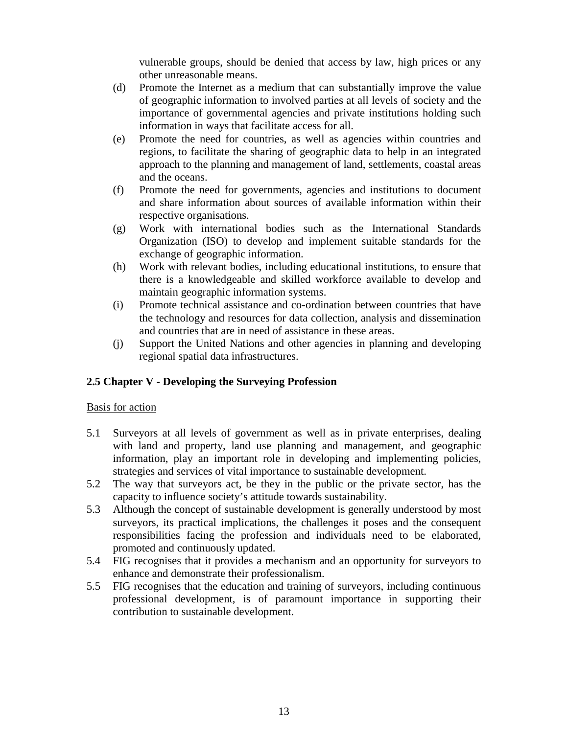vulnerable groups, should be denied that access by law, high prices or any other unreasonable means.

(d) Promote the Internet as a medium that can substantially improve the value of geographic information to involved parties at all levels of society and the importance of governmental agencies and private institutions holding such information in ways that facilitate access for all.

(e) Promote the need for countries, as well as agencies within countries and regions, to facilitate the sharing of geographic data to help in an integrated approach to the planning and management of land, settlements, coastal areas and the oceans.

(f) Promote the need for governments, agencies and institutions to document and share information about sources of available information within their respective organisations.

(g) Work with international bodies such as the International Standards Organization (ISO) to develop and implement suitable standards for the exchange of geographic information.

(h) Work with relevant bodies, including educational institutions, to ensure that there is a knowledgeable and skilled workforce available to develop and maintain geographic information systems.

(i) Promote technical assistance and co-ordination between countries that have the technology and resources for data collection, analysis and dissemination and countries that are in need of assistance in these areas.

(j) Support the United Nations and other agencies in planning and developing regional spatial data infrastructures.

### 2.5 Chapter V - Developing the Surveying Profession

Basis for action

5.1 Surveyors at all levels of government as well as in private enterprises, dealing with land and property, land use planning and management, and geographic information, play an important role in developing and implementing policies, strategies and services of vital importance to sustainable development.

5.2 The way that surveyors act, be they in the public or the private sector, has the capacity to influence society's attitude towards sustainability.

5.3 Although the concept of sustainable development is generally understood by most surveyors, its practical implications, the challenges it poses and the consequent responsibilities facing the profession and individuals need to be elaborated, promoted and continuously updated.

5.4 FIG recognises that it provides a mechanism and an opportunity for surveyors to enhance and demonstrate their professionalism.

5.5 FIG recognises that the education and training of surveyors, including continuous professional development, is of paramount importance in supporting their contribution to sustainable development.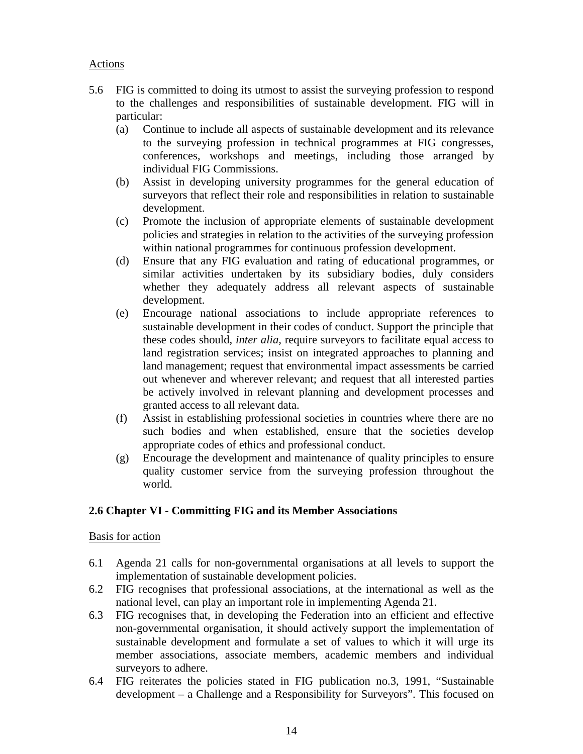Actions

5.6 FIG is committed to doing its utmost to assist the surveying profession to respond to the challenges and responsibilities of sustainable development. FIG will in particular:
   (a) Continue to include all aspects of sustainable development and its relevance to the surveying profession in technical programmes at FIG congresses, conferences, workshops and meetings, including those arranged by individual FIG Commissions.
   (b) Assist in developing university programmes for the general education of surveyors that reflect their role and responsibilities in relation to sustainable development.
   (c) Promote the inclusion of appropriate elements of sustainable development policies and strategies in relation to the activities of the surveying profession within national programmes for continuous profession development.
   (d) Ensure that any FIG evaluation and rating of educational programmes, or similar activities undertaken by its subsidiary bodies, duly considers whether they adequately address all relevant aspects of sustainable development.
   (e) Encourage national associations to include appropriate references to sustainable development in their codes of conduct. Support the principle that these codes should, *inter alia*, require surveyors to facilitate equal access to land registration services; insist on integrated approaches to planning and land management; request that environmental impact assessments be carried out whenever and wherever relevant; and request that all interested parties be actively involved in relevant planning and development processes and granted access to all relevant data.
   (f) Assist in establishing professional societies in countries where there are no such bodies and when established, ensure that the societies develop appropriate codes of ethics and professional conduct.
   (g) Encourage the development and maintenance of quality principles to ensure quality customer service from the surveying profession throughout the world.

### 2.6 Chapter VI - Committing FIG and its Member Associations

Basis for action

6.1 Agenda 21 calls for non-governmental organisations at all levels to support the implementation of sustainable development policies.
6.2 FIG recognises that professional associations, at the international as well as the national level, can play an important role in implementing Agenda 21.
6.3 FIG recognises that, in developing the Federation into an efficient and effective non-governmental organisation, it should actively support the implementation of sustainable development and formulate a set of values to which it will urge its member associations, associate members, academic members and individual surveyors to adhere.
6.4 FIG reiterates the policies stated in FIG publication no.3, 1991, "Sustainable development – a Challenge and a Responsibility for Surveyors". This focused on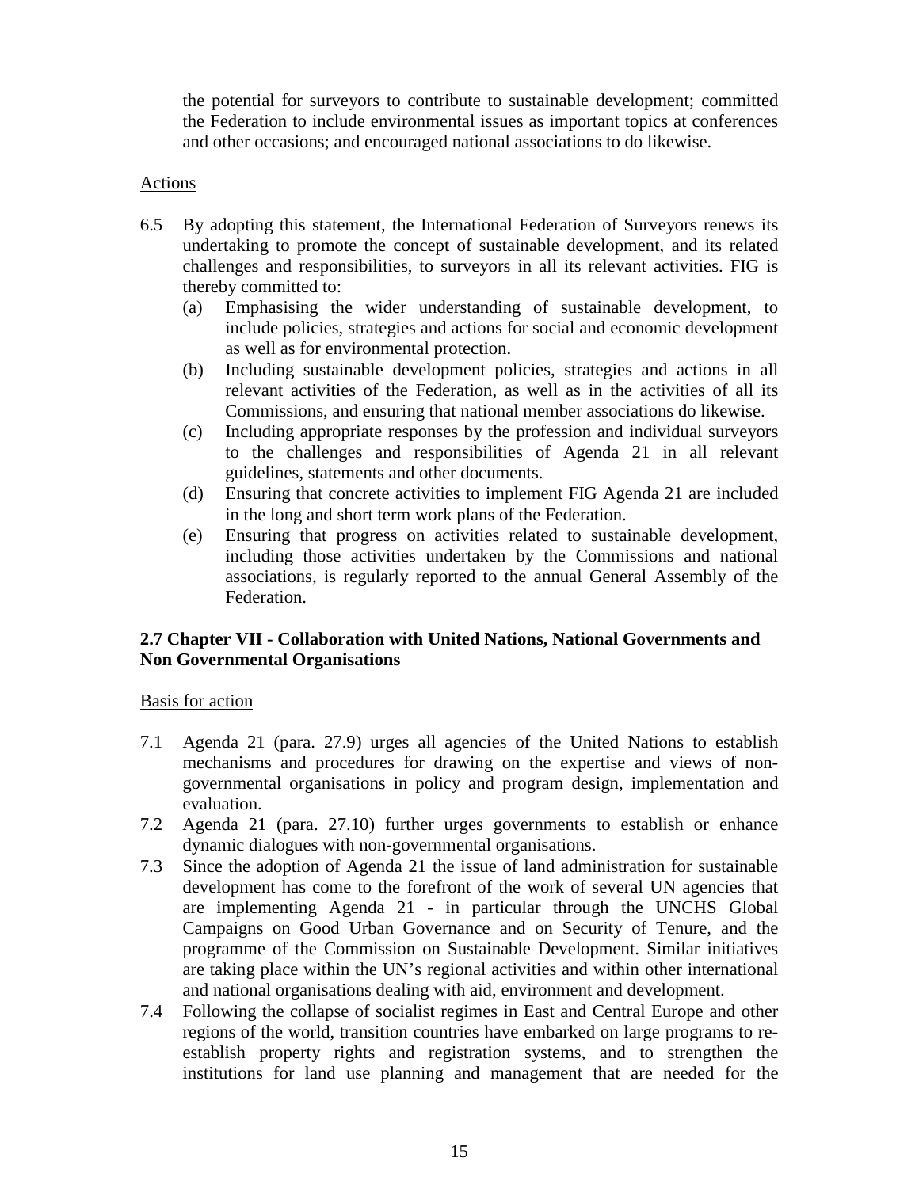the potential for surveyors to contribute to sustainable development; committed the Federation to include environmental issues as important topics at conferences and other occasions; and encouraged national associations to do likewise.

Actions

6.5 By adopting this statement, the International Federation of Surveyors renews its undertaking to promote the concept of sustainable development, and its related challenges and responsibilities, to surveyors in all its relevant activities. FIG is thereby committed to:

(a) Emphasising the wider understanding of sustainable development, to include policies, strategies and actions for social and economic development as well as for environmental protection.

(b) Including sustainable development policies, strategies and actions in all relevant activities of the Federation, as well as in the activities of all its Commissions, and ensuring that national member associations do likewise.

(c) Including appropriate responses by the profession and individual surveyors to the challenges and responsibilities of Agenda 21 in all relevant guidelines, statements and other documents.

(d) Ensuring that concrete activities to implement FIG Agenda 21 are included in the long and short term work plans of the Federation.

(e) Ensuring that progress on activities related to sustainable development, including those activities undertaken by the Commissions and national associations, is regularly reported to the annual General Assembly of the Federation.

### 2.7 Chapter VII - Collaboration with United Nations, National Governments and Non Governmental Organisations

Basis for action

7.1 Agenda 21 (para. 27.9) urges all agencies of the United Nations to establish mechanisms and procedures for drawing on the expertise and views of non-governmental organisations in policy and program design, implementation and evaluation.

7.2 Agenda 21 (para. 27.10) further urges governments to establish or enhance dynamic dialogues with non-governmental organisations.

7.3 Since the adoption of Agenda 21 the issue of land administration for sustainable development has come to the forefront of the work of several UN agencies that are implementing Agenda 21 - in particular through the UNCHS Global Campaigns on Good Urban Governance and on Security of Tenure, and the programme of the Commission on Sustainable Development. Similar initiatives are taking place within the UN's regional activities and within other international and national organisations dealing with aid, environment and development.

7.4 Following the collapse of socialist regimes in East and Central Europe and other regions of the world, transition countries have embarked on large programs to re-establish property rights and registration systems, and to strengthen the institutions for land use planning and management that are needed for the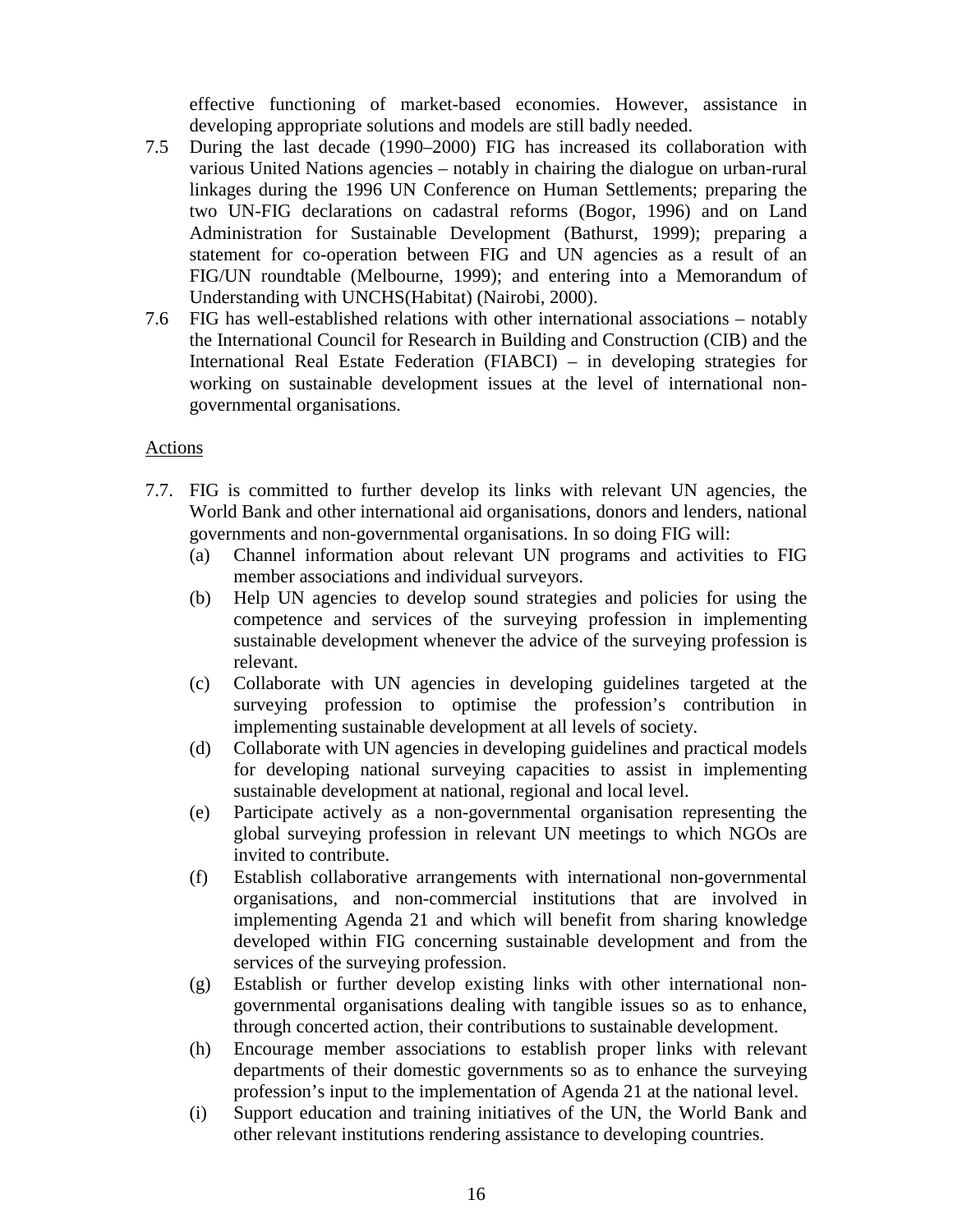effective functioning of market-based economies. However, assistance in developing appropriate solutions and models are still badly needed.

7.5 During the last decade (1990–2000) FIG has increased its collaboration with various United Nations agencies – notably in chairing the dialogue on urban-rural linkages during the 1996 UN Conference on Human Settlements; preparing the two UN-FIG declarations on cadastral reforms (Bogor, 1996) and on Land Administration for Sustainable Development (Bathurst, 1999); preparing a statement for co-operation between FIG and UN agencies as a result of an FIG/UN roundtable (Melbourne, 1999); and entering into a Memorandum of Understanding with UNCHS(Habitat) (Nairobi, 2000).

7.6 FIG has well-established relations with other international associations – notably the International Council for Research in Building and Construction (CIB) and the International Real Estate Federation (FIABCI) – in developing strategies for working on sustainable development issues at the level of international non-governmental organisations.

<u>Actions</u>

7.7. FIG is committed to further develop its links with relevant UN agencies, the World Bank and other international aid organisations, donors and lenders, national governments and non-governmental organisations. In so doing FIG will:

(a) Channel information about relevant UN programs and activities to FIG member associations and individual surveyors.

(b) Help UN agencies to develop sound strategies and policies for using the competence and services of the surveying profession in implementing sustainable development whenever the advice of the surveying profession is relevant.

(c) Collaborate with UN agencies in developing guidelines targeted at the surveying profession to optimise the profession's contribution in implementing sustainable development at all levels of society.

(d) Collaborate with UN agencies in developing guidelines and practical models for developing national surveying capacities to assist in implementing sustainable development at national, regional and local level.

(e) Participate actively as a non-governmental organisation representing the global surveying profession in relevant UN meetings to which NGOs are invited to contribute.

(f) Establish collaborative arrangements with international non-governmental organisations, and non-commercial institutions that are involved in implementing Agenda 21 and which will benefit from sharing knowledge developed within FIG concerning sustainable development and from the services of the surveying profession.

(g) Establish or further develop existing links with other international non-governmental organisations dealing with tangible issues so as to enhance, through concerted action, their contributions to sustainable development.

(h) Encourage member associations to establish proper links with relevant departments of their domestic governments so as to enhance the surveying profession's input to the implementation of Agenda 21 at the national level.

(i) Support education and training initiatives of the UN, the World Bank and other relevant institutions rendering assistance to developing countries.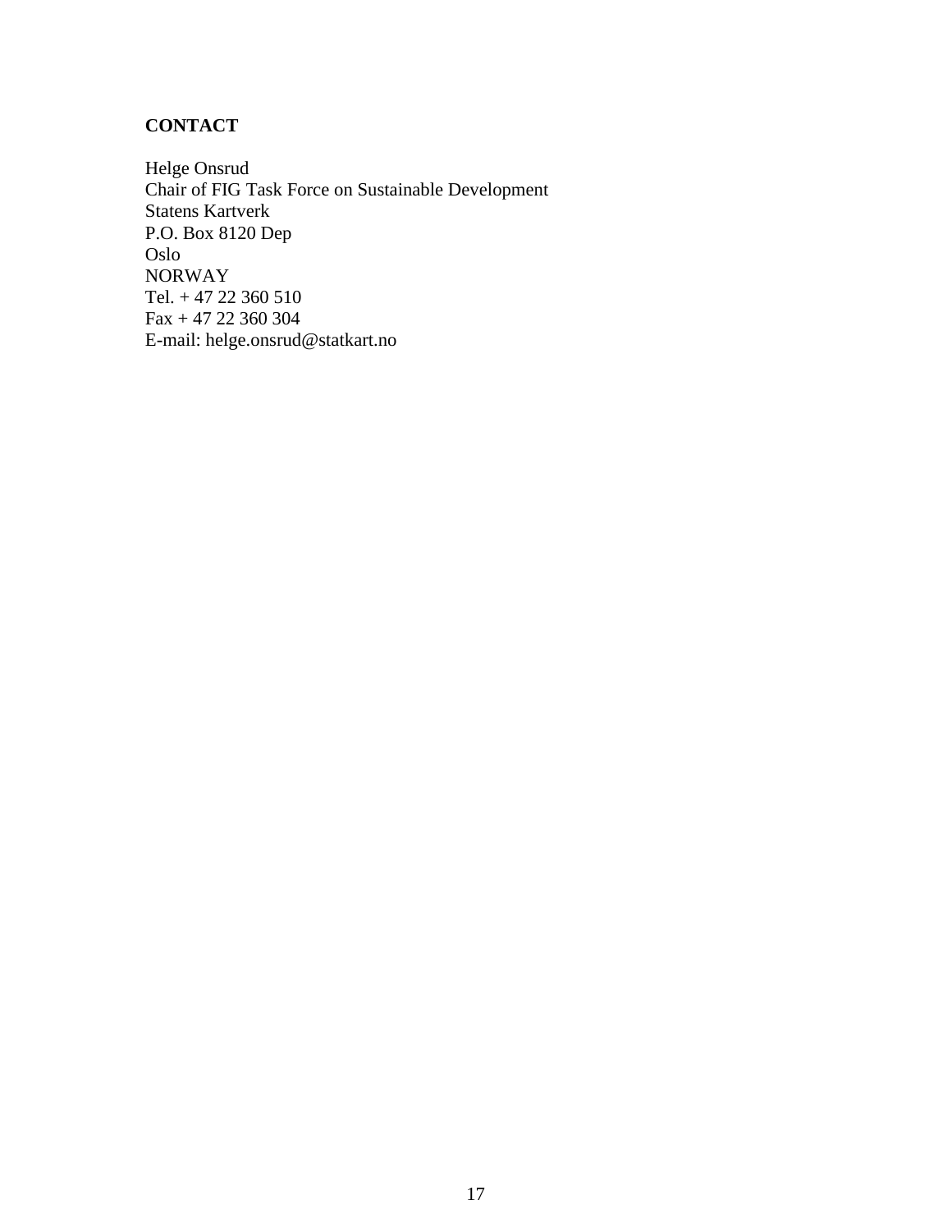**CONTACT**

Helge Onsrud
Chair of FIG Task Force on Sustainable Development
Statens Kartverk
P.O. Box 8120 Dep
Oslo
NORWAY
Tel. + 47 22 360 510
Fax + 47 22 360 304
E-mail: helge.onsrud@statkart.no